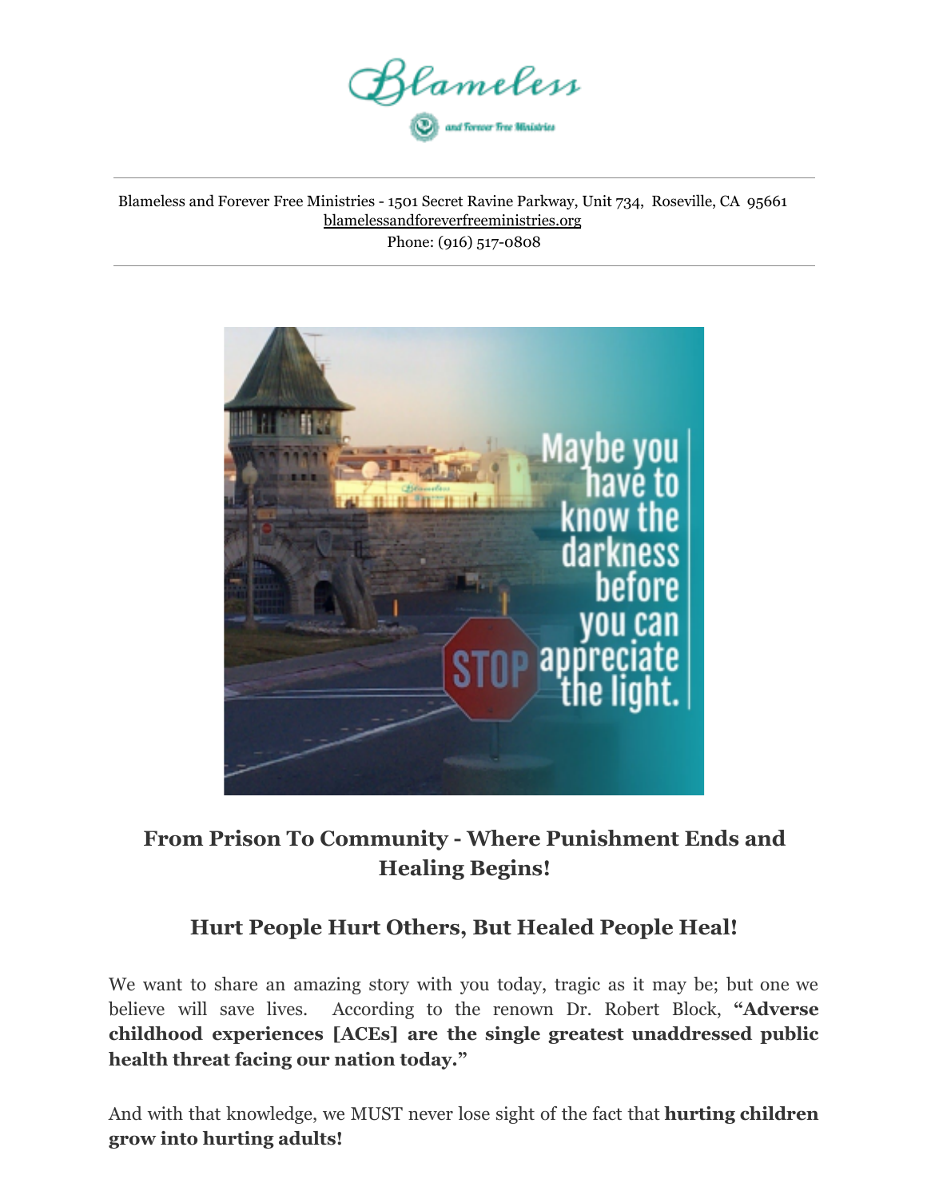Blameless and Forever Free Ministries - 1501 Secret Ravine Parkway, Unit 734, Roseville, CA 95661
blamelessandforeverfreeministries.org
Phone: (916) 517-0808

## From Prison To Community - Where Punishment Ends and Healing Begins!

## Hurt People Hurt Others, But Healed People Heal!

We want to share an amazing story with you today, tragic as it may be; but one we believe will save lives. According to the renown Dr. Robert Block, **"Adverse childhood experiences [ACEs] are the single greatest unaddressed public health threat facing our nation today."**

And with that knowledge, we MUST never lose sight of the fact that **hurting children grow into hurting adults!**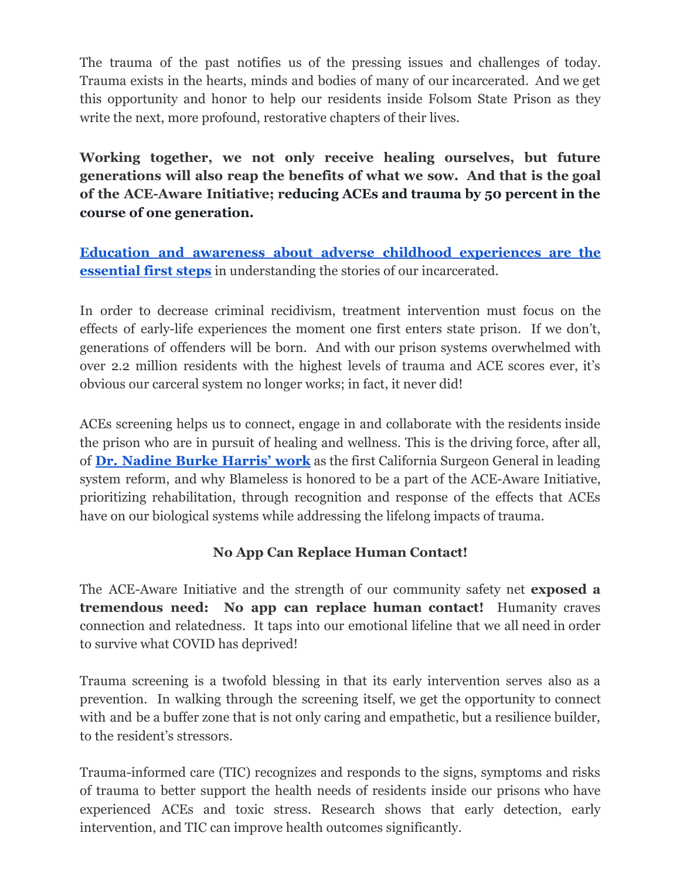The trauma of the past notifies us of the pressing issues and challenges of today. Trauma exists in the hearts, minds and bodies of many of our incarcerated. And we get this opportunity and honor to help our residents inside Folsom State Prison as they write the next, more profound, restorative chapters of their lives.

**Working together, we not only receive healing ourselves, but future generations will also reap the benefits of what we sow. And that is the goal of the ACE-Aware Initiative; reducing ACEs and trauma by 50 percent in the course of one generation.**

**Education and awareness about adverse childhood experiences are the essential first steps** in understanding the stories of our incarcerated.

In order to decrease criminal recidivism, treatment intervention must focus on the effects of early-life experiences the moment one first enters state prison. If we don't, generations of offenders will be born. And with our prison systems overwhelmed with over 2.2 million residents with the highest levels of trauma and ACE scores ever, it's obvious our carceral system no longer works; in fact, it never did!

ACEs screening helps us to connect, engage in and collaborate with the residents inside the prison who are in pursuit of healing and wellness. This is the driving force, after all, of **Dr. Nadine Burke Harris' work** as the first California Surgeon General in leading system reform, and why Blameless is honored to be a part of the ACE-Aware Initiative, prioritizing rehabilitation, through recognition and response of the effects that ACEs have on our biological systems while addressing the lifelong impacts of trauma.

## No App Can Replace Human Contact!

The ACE-Aware Initiative and the strength of our community safety net **exposed a tremendous need: No app can replace human contact!** Humanity craves connection and relatedness. It taps into our emotional lifeline that we all need in order to survive what COVID has deprived!

Trauma screening is a twofold blessing in that its early intervention serves also as a prevention. In walking through the screening itself, we get the opportunity to connect with and be a buffer zone that is not only caring and empathetic, but a resilience builder, to the resident's stressors.

Trauma-informed care (TIC) recognizes and responds to the signs, symptoms and risks of trauma to better support the health needs of residents inside our prisons who have experienced ACEs and toxic stress. Research shows that early detection, early intervention, and TIC can improve health outcomes significantly.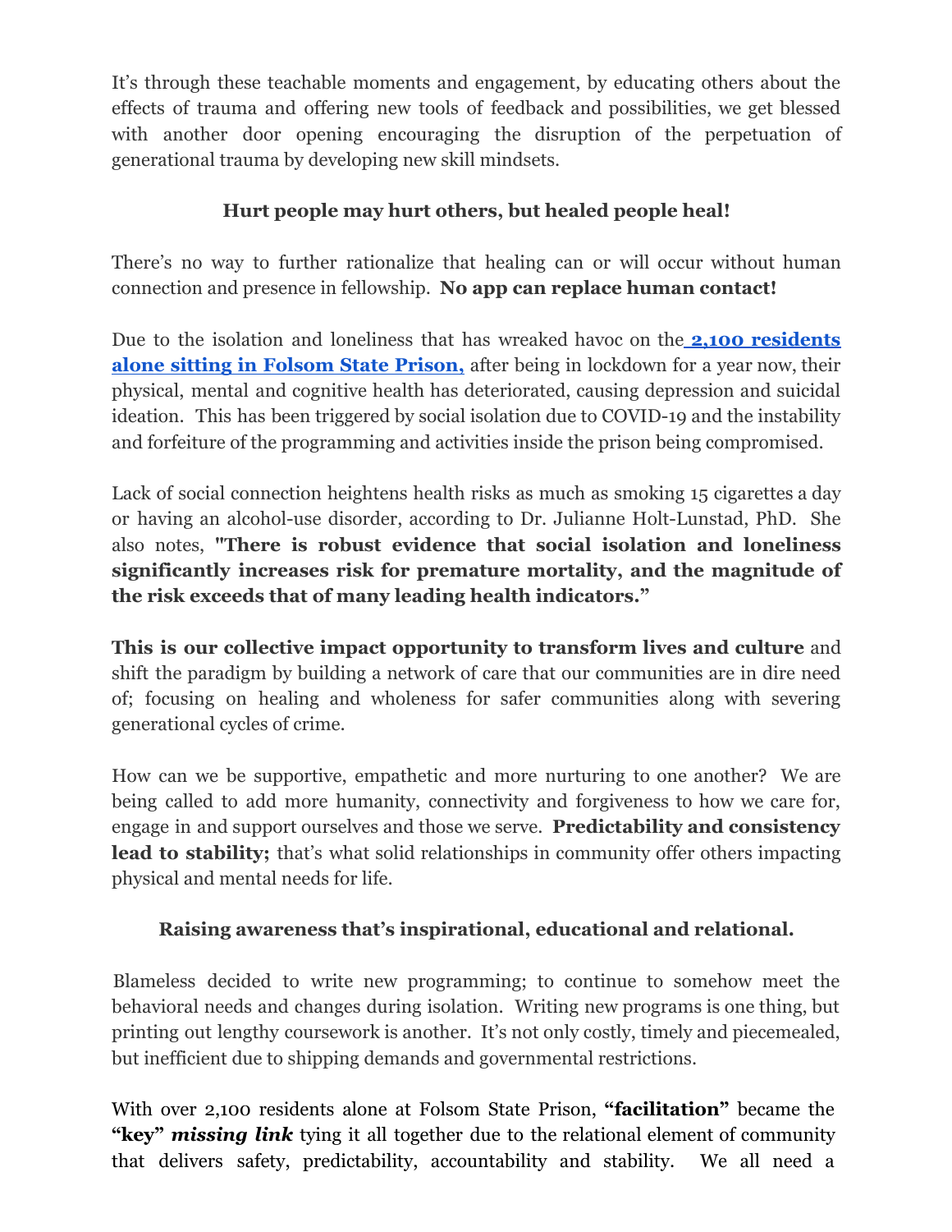It's through these teachable moments and engagement, by educating others about the effects of trauma and offering new tools of feedback and possibilities, we get blessed with another door opening encouraging the disruption of the perpetuation of generational trauma by developing new skill mindsets.

**Hurt people may hurt others, but healed people heal!**

There's no way to further rationalize that healing can or will occur without human connection and presence in fellowship. **No app can replace human contact!**

Due to the isolation and loneliness that has wreaked havoc on the **2,100 residents alone sitting in Folsom State Prison,** after being in lockdown for a year now, their physical, mental and cognitive health has deteriorated, causing depression and suicidal ideation. This has been triggered by social isolation due to COVID-19 and the instability and forfeiture of the programming and activities inside the prison being compromised.

Lack of social connection heightens health risks as much as smoking 15 cigarettes a day or having an alcohol-use disorder, according to Dr. Julianne Holt-Lunstad, PhD. She also notes, **"There is robust evidence that social isolation and loneliness significantly increases risk for premature mortality, and the magnitude of the risk exceeds that of many leading health indicators."**

**This is our collective impact opportunity to transform lives and culture** and shift the paradigm by building a network of care that our communities are in dire need of; focusing on healing and wholeness for safer communities along with severing generational cycles of crime.

How can we be supportive, empathetic and more nurturing to one another? We are being called to add more humanity, connectivity and forgiveness to how we care for, engage in and support ourselves and those we serve. **Predictability and consistency lead to stability;** that's what solid relationships in community offer others impacting physical and mental needs for life.

**Raising awareness that's inspirational, educational and relational.**

Blameless decided to write new programming; to continue to somehow meet the behavioral needs and changes during isolation. Writing new programs is one thing, but printing out lengthy coursework is another. It's not only costly, timely and piecemealed, but inefficient due to shipping demands and governmental restrictions.

With over 2,100 residents alone at Folsom State Prison, **"facilitation"** became the **"key"** ***missing link*** tying it all together due to the relational element of community that delivers safety, predictability, accountability and stability. We all need a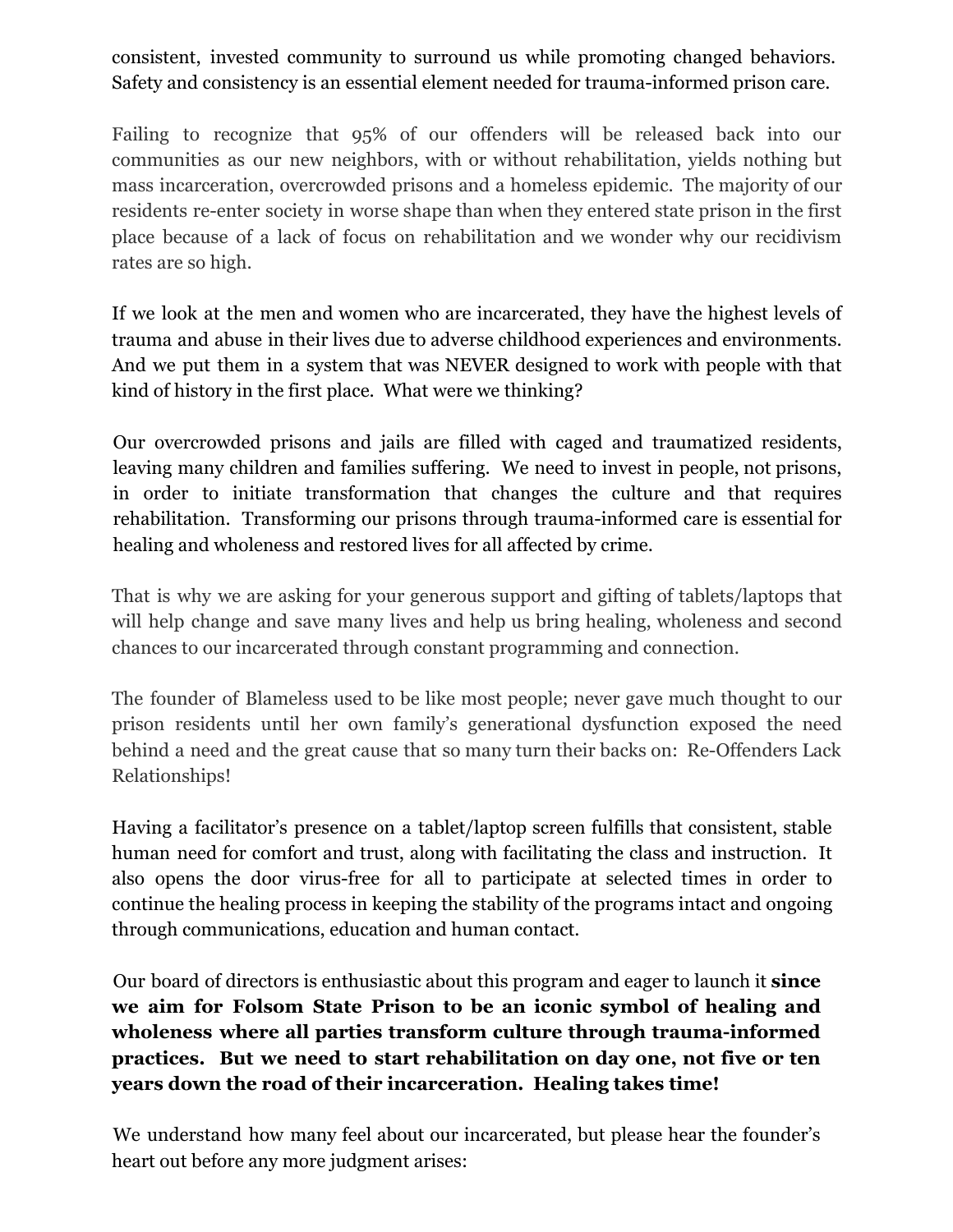consistent, invested community to surround us while promoting changed behaviors. Safety and consistency is an essential element needed for trauma-informed prison care.

Failing to recognize that 95% of our offenders will be released back into our communities as our new neighbors, with or without rehabilitation, yields nothing but mass incarceration, overcrowded prisons and a homeless epidemic. The majority of our residents re-enter society in worse shape than when they entered state prison in the first place because of a lack of focus on rehabilitation and we wonder why our recidivism rates are so high.

If we look at the men and women who are incarcerated, they have the highest levels of trauma and abuse in their lives due to adverse childhood experiences and environments. And we put them in a system that was NEVER designed to work with people with that kind of history in the first place. What were we thinking?

Our overcrowded prisons and jails are filled with caged and traumatized residents, leaving many children and families suffering. We need to invest in people, not prisons, in order to initiate transformation that changes the culture and that requires rehabilitation. Transforming our prisons through trauma-informed care is essential for healing and wholeness and restored lives for all affected by crime.

That is why we are asking for your generous support and gifting of tablets/laptops that will help change and save many lives and help us bring healing, wholeness and second chances to our incarcerated through constant programming and connection.

The founder of Blameless used to be like most people; never gave much thought to our prison residents until her own family's generational dysfunction exposed the need behind a need and the great cause that so many turn their backs on: Re-Offenders Lack Relationships!

Having a facilitator's presence on a tablet/laptop screen fulfills that consistent, stable human need for comfort and trust, along with facilitating the class and instruction. It also opens the door virus-free for all to participate at selected times in order to continue the healing process in keeping the stability of the programs intact and ongoing through communications, education and human contact.

Our board of directors is enthusiastic about this program and eager to launch it **since we aim for Folsom State Prison to be an iconic symbol of healing and wholeness where all parties transform culture through trauma-informed practices. But we need to start rehabilitation on day one, not five or ten years down the road of their incarceration. Healing takes time!**

We understand how many feel about our incarcerated, but please hear the founder's heart out before any more judgment arises: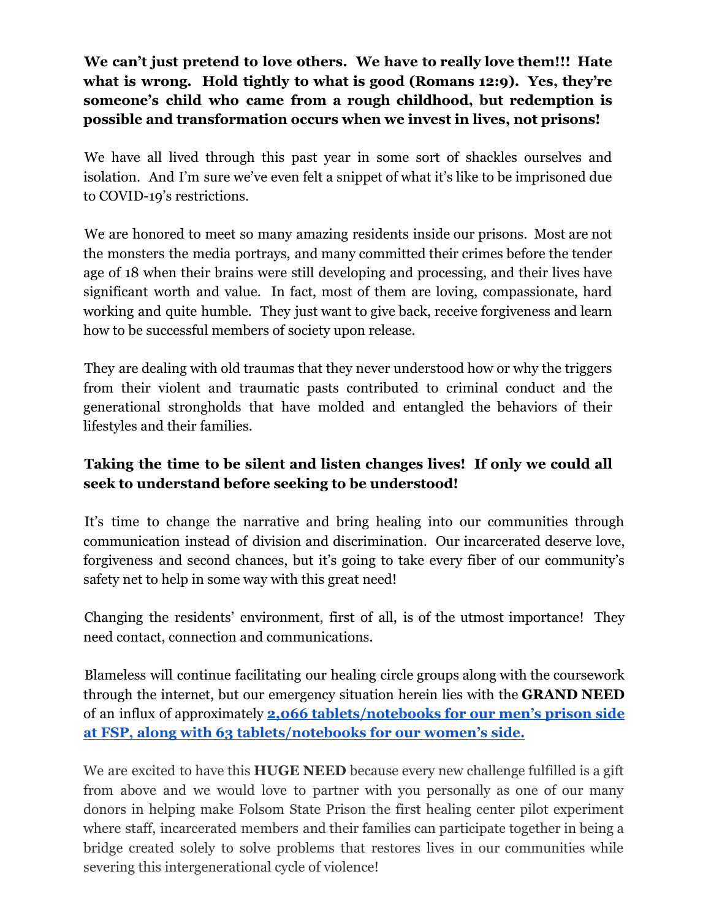**We can't just pretend to love others. We have to really love them!!! Hate what is wrong. Hold tightly to what is good (Romans 12:9). Yes, they're someone's child who came from a rough childhood, but redemption is possible and transformation occurs when we invest in lives, not prisons!**

We have all lived through this past year in some sort of shackles ourselves and isolation. And I'm sure we've even felt a snippet of what it's like to be imprisoned due to COVID-19's restrictions.

We are honored to meet so many amazing residents inside our prisons. Most are not the monsters the media portrays, and many committed their crimes before the tender age of 18 when their brains were still developing and processing, and their lives have significant worth and value. In fact, most of them are loving, compassionate, hard working and quite humble. They just want to give back, receive forgiveness and learn how to be successful members of society upon release.

They are dealing with old traumas that they never understood how or why the triggers from their violent and traumatic pasts contributed to criminal conduct and the generational strongholds that have molded and entangled the behaviors of their lifestyles and their families.

**Taking the time to be silent and listen changes lives! If only we could all seek to understand before seeking to be understood!**

It's time to change the narrative and bring healing into our communities through communication instead of division and discrimination. Our incarcerated deserve love, forgiveness and second chances, but it's going to take every fiber of our community's safety net to help in some way with this great need!

Changing the residents' environment, first of all, is of the utmost importance! They need contact, connection and communications.

Blameless will continue facilitating our healing circle groups along with the coursework through the internet, but our emergency situation herein lies with the **GRAND NEED** of an influx of approximately **2,066 tablets/notebooks for our men's prison side at FSP, along with 63 tablets/notebooks for our women's side.**

We are excited to have this **HUGE NEED** because every new challenge fulfilled is a gift from above and we would love to partner with you personally as one of our many donors in helping make Folsom State Prison the first healing center pilot experiment where staff, incarcerated members and their families can participate together in being a bridge created solely to solve problems that restores lives in our communities while severing this intergenerational cycle of violence!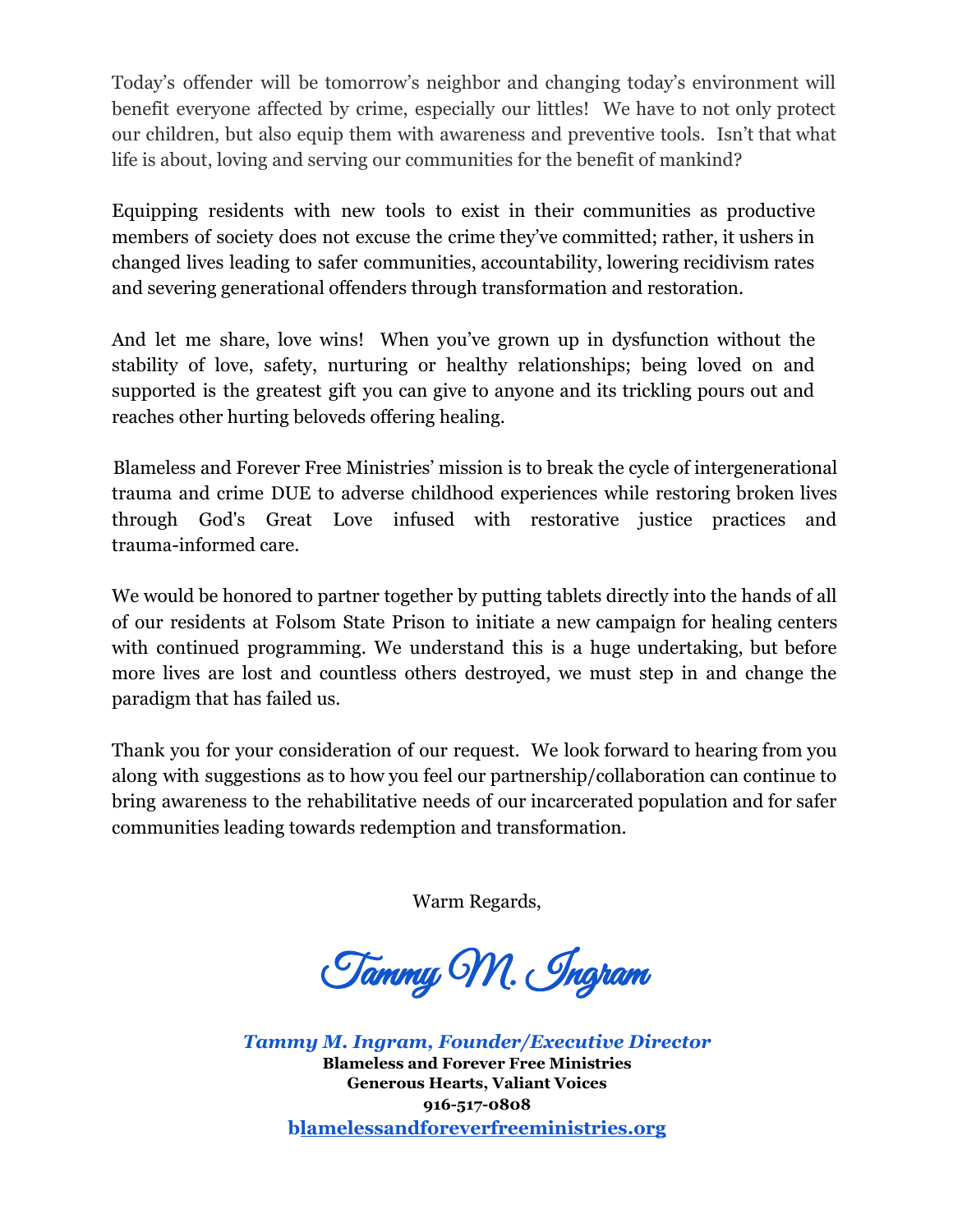Today's offender will be tomorrow's neighbor and changing today's environment will benefit everyone affected by crime, especially our littles! We have to not only protect our children, but also equip them with awareness and preventive tools. Isn't that what life is about, loving and serving our communities for the benefit of mankind?

Equipping residents with new tools to exist in their communities as productive members of society does not excuse the crime they've committed; rather, it ushers in changed lives leading to safer communities, accountability, lowering recidivism rates and severing generational offenders through transformation and restoration.

And let me share, love wins! When you've grown up in dysfunction without the stability of love, safety, nurturing or healthy relationships; being loved on and supported is the greatest gift you can give to anyone and its trickling pours out and reaches other hurting beloveds offering healing.

Blameless and Forever Free Ministries' mission is to break the cycle of intergenerational trauma and crime DUE to adverse childhood experiences while restoring broken lives through God's Great Love infused with restorative justice practices and trauma-informed care.

We would be honored to partner together by putting tablets directly into the hands of all of our residents at Folsom State Prison to initiate a new campaign for healing centers with continued programming. We understand this is a huge undertaking, but before more lives are lost and countless others destroyed, we must step in and change the paradigm that has failed us.

Thank you for your consideration of our request. We look forward to hearing from you along with suggestions as to how you feel our partnership/collaboration can continue to bring awareness to the rehabilitative needs of our incarcerated population and for safer communities leading towards redemption and transformation.

Warm Regards,

*Tammy M. Ingram*

***Tammy M. Ingram, Founder/Executive Director***
**Blameless and Forever Free Ministries**
**Generous Hearts, Valiant Voices**
**916-517-0808**
**blamelessandforeverfreeministries.org**